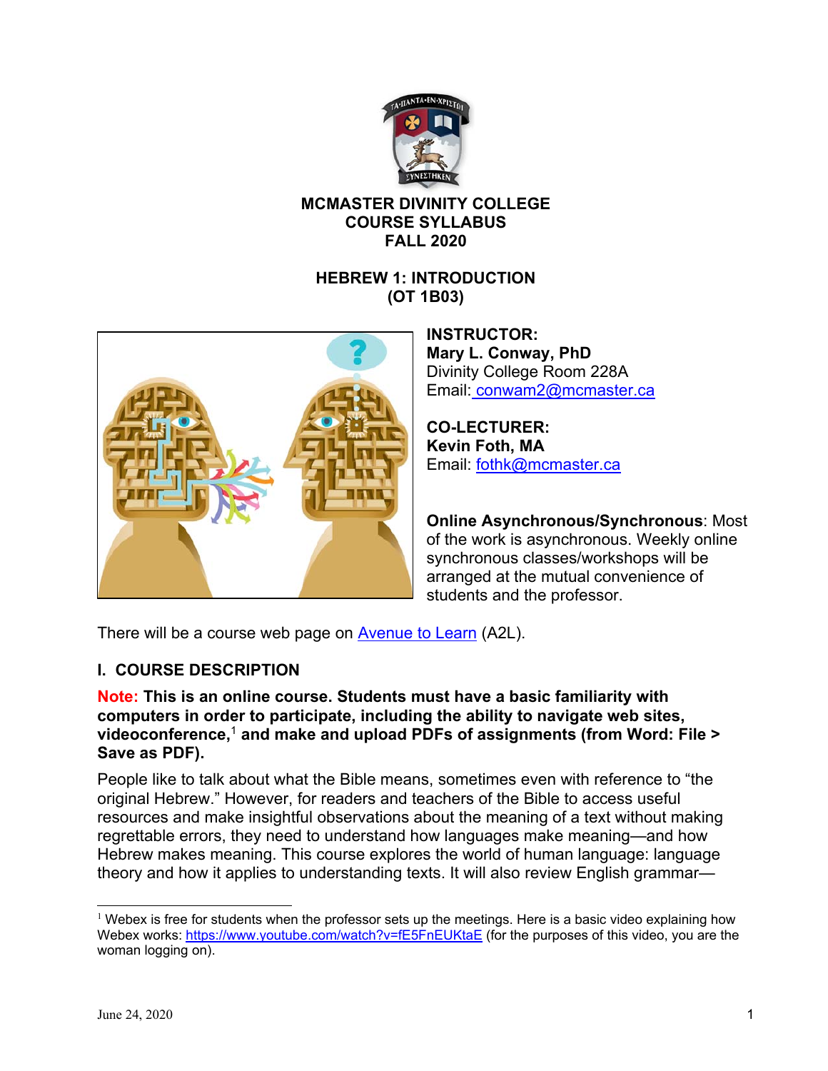# MCMASTER DIVINITY COLLEGE
# COURSE SYLLABUS
# FALL 2020

## HEBREW 1: INTRODUCTION
## (OT 1B03)

**INSTRUCTOR:**
**Mary L. Conway, PhD**
Divinity College Room 228A
Email: conwam2@mcmaster.ca

**CO-LECTURER:**
**Kevin Foth, MA**
Email: fothk@mcmaster.ca

**Online Asynchronous/Synchronous**: Most of the work is asynchronous. Weekly online synchronous classes/workshops will be arranged at the mutual convenience of students and the professor.

There will be a course web page on Avenue to Learn (A2L).

## I. COURSE DESCRIPTION

**Note: This is an online course. Students must have a basic familiarity with computers in order to participate, including the ability to navigate web sites, videoconference,[1] and make and upload PDFs of assignments (from Word: File > Save as PDF).**

People like to talk about what the Bible means, sometimes even with reference to "the original Hebrew." However, for readers and teachers of the Bible to access useful resources and make insightful observations about the meaning of a text without making regrettable errors, they need to understand how languages make meaning—and how Hebrew makes meaning. This course explores the world of human language: language theory and how it applies to understanding texts. It will also review English grammar—

[1] Webex is free for students when the professor sets up the meetings. Here is a basic video explaining how Webex works: https://www.youtube.com/watch?v=fE5FnEUKtaE (for the purposes of this video, you are the woman logging on).

June 24, 2020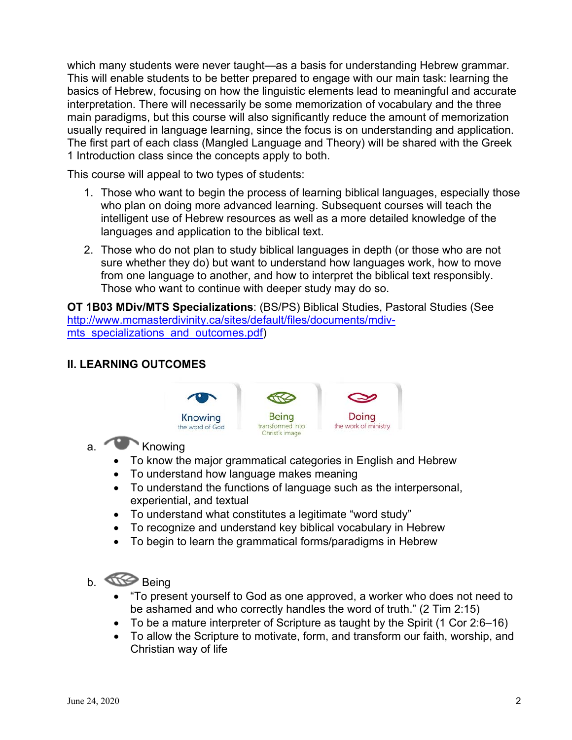which many students were never taught—as a basis for understanding Hebrew grammar. This will enable students to be better prepared to engage with our main task: learning the basics of Hebrew, focusing on how the linguistic elements lead to meaningful and accurate interpretation. There will necessarily be some memorization of vocabulary and the three main paradigms, but this course will also significantly reduce the amount of memorization usually required in language learning, since the focus is on understanding and application. The first part of each class (Mangled Language and Theory) will be shared with the Greek 1 Introduction class since the concepts apply to both.

This course will appeal to two types of students:

1. Those who want to begin the process of learning biblical languages, especially those who plan on doing more advanced learning. Subsequent courses will teach the intelligent use of Hebrew resources as well as a more detailed knowledge of the languages and application to the biblical text.
2. Those who do not plan to study biblical languages in depth (or those who are not sure whether they do) but want to understand how languages work, how to move from one language to another, and how to interpret the biblical text responsibly. Those who want to continue with deeper study may do so.

**OT 1B03 MDiv/MTS Specializations**: (BS/PS) Biblical Studies, Pastoral Studies (See http://www.mcmasterdivinity.ca/sites/default/files/documents/mdiv-mts_specializations_and_outcomes.pdf)

## II. LEARNING OUTCOMES

Knowing the word of God | Being transformed into Christ's image | Doing the work of ministry

a. Knowing

- To know the major grammatical categories in English and Hebrew
- To understand how language makes meaning
- To understand the functions of language such as the interpersonal, experiential, and textual
- To understand what constitutes a legitimate "word study"
- To recognize and understand key biblical vocabulary in Hebrew
- To begin to learn the grammatical forms/paradigms in Hebrew

b. Being

- "To present yourself to God as one approved, a worker who does not need to be ashamed and who correctly handles the word of truth." (2 Tim 2:15)
- To be a mature interpreter of Scripture as taught by the Spirit (1 Cor 2:6–16)
- To allow the Scripture to motivate, form, and transform our faith, worship, and Christian way of life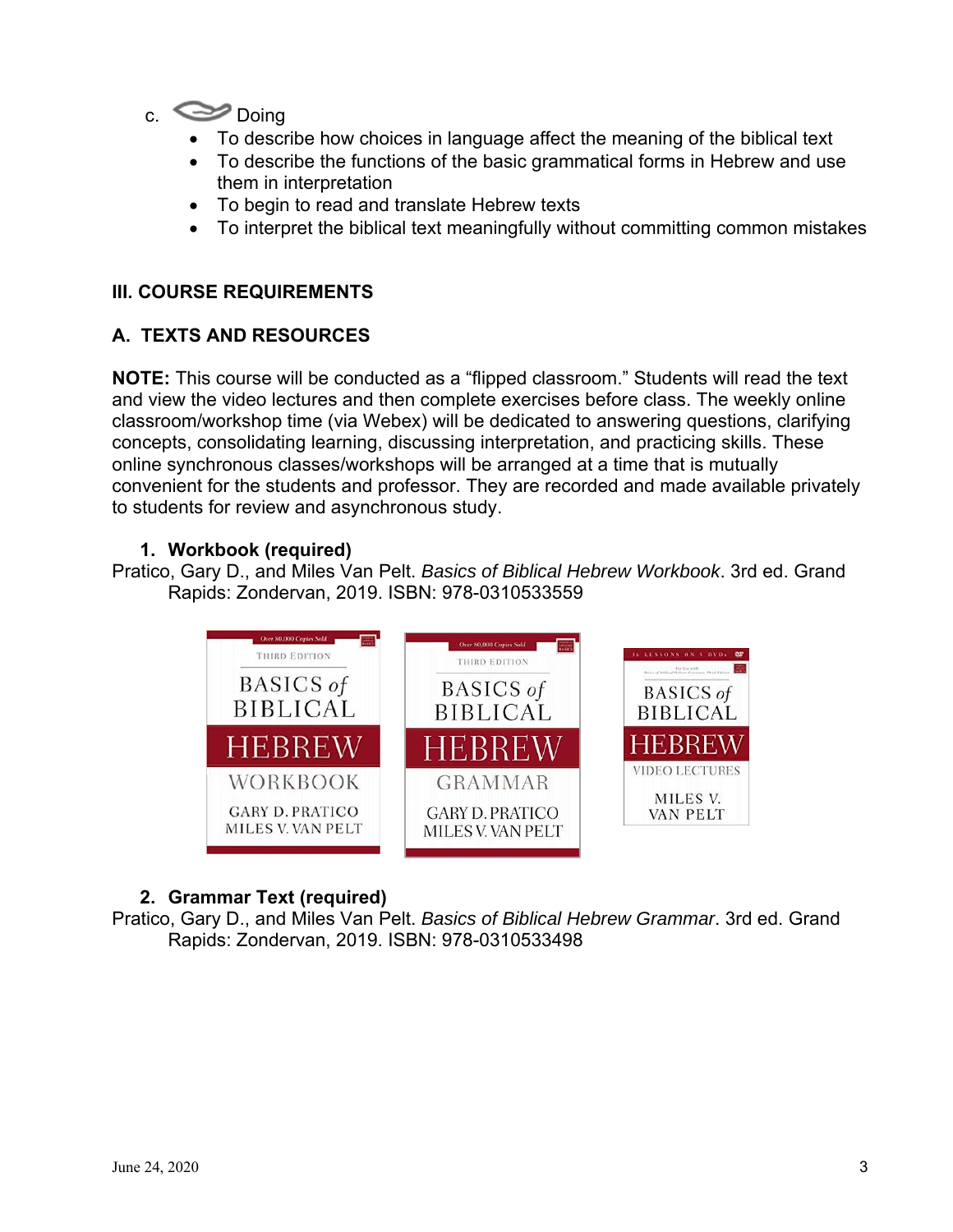c. Doing

- To describe how choices in language affect the meaning of the biblical text
- To describe the functions of the basic grammatical forms in Hebrew and use them in interpretation
- To begin to read and translate Hebrew texts
- To interpret the biblical text meaningfully without committing common mistakes

## III. COURSE REQUIREMENTS

### A. TEXTS AND RESOURCES

**NOTE:** This course will be conducted as a "flipped classroom." Students will read the text and view the video lectures and then complete exercises before class. The weekly online classroom/workshop time (via Webex) will be dedicated to answering questions, clarifying concepts, consolidating learning, discussing interpretation, and practicing skills. These online synchronous classes/workshops will be arranged at a time that is mutually convenient for the students and professor. They are recorded and made available privately to students for review and asynchronous study.

**1. Workbook (required)**

Pratico, Gary D., and Miles Van Pelt. *Basics of Biblical Hebrew Workbook*. 3rd ed. Grand Rapids: Zondervan, 2019. ISBN: 978-0310533559

**2. Grammar Text (required)**

Pratico, Gary D., and Miles Van Pelt. *Basics of Biblical Hebrew Grammar*. 3rd ed. Grand Rapids: Zondervan, 2019. ISBN: 978-0310533498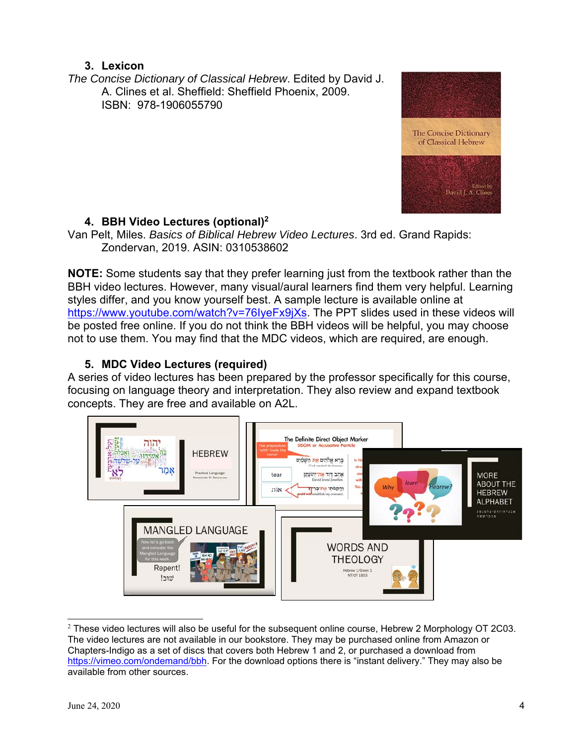3. **Lexicon**

*The Concise Dictionary of Classical Hebrew*. Edited by David J. A. Clines et al. Sheffield: Sheffield Phoenix, 2009. ISBN: 978-1906055790

4. **BBH Video Lectures (optional)**[2]

Van Pelt, Miles. *Basics of Biblical Hebrew Video Lectures*. 3rd ed. Grand Rapids: Zondervan, 2019. ASIN: 0310538602

**NOTE:** Some students say that they prefer learning just from the textbook rather than the BBH video lectures. However, many visual/aural learners find them very helpful. Learning styles differ, and you know yourself best. A sample lecture is available online at https://www.youtube.com/watch?v=76lyeFx9jXs. The PPT slides used in these videos will be posted free online. If you do not think the BBH videos will be helpful, you may choose not to use them. You may find that the MDC videos, which are required, are enough.

5. **MDC Video Lectures (required)**

A series of video lectures has been prepared by the professor specifically for this course, focusing on language theory and interpretation. They also review and expand textbook concepts. They are free and available on A2L.

---

[2] These video lectures will also be useful for the subsequent online course, Hebrew 2 Morphology OT 2C03. The video lectures are not available in our bookstore. They may be purchased online from Amazon or Chapters-Indigo as a set of discs that covers both Hebrew 1 and 2, or purchased a download from https://vimeo.com/ondemand/bbh. For the download options there is "instant delivery." They may also be available from other sources.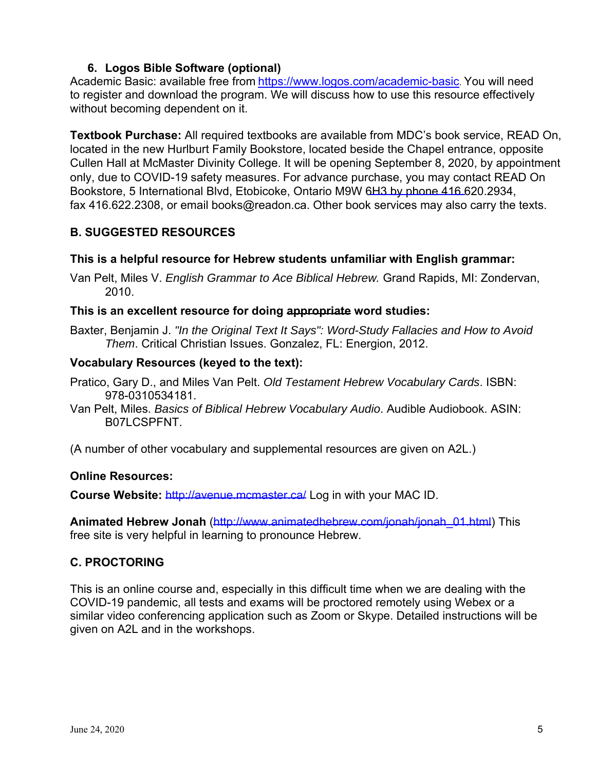6. **Logos Bible Software (optional)**

Academic Basic: available free from https://www.logos.com/academic-basic. You will need to register and download the program. We will discuss how to use this resource effectively without becoming dependent on it.

**Textbook Purchase:** All required textbooks are available from MDC's book service, READ On, located in the new Hurlburt Family Bookstore, located beside the Chapel entrance, opposite Cullen Hall at McMaster Divinity College. It will be opening September 8, 2020, by appointment only, due to COVID-19 safety measures. For advance purchase, you may contact READ On Bookstore, 5 International Blvd, Etobicoke, Ontario M9W 6H3 by phone 416 620.2934, fax 416.622.2308, or email books@readon.ca. Other book services may also carry the texts.

## B. SUGGESTED RESOURCES

**This is a helpful resource for Hebrew students unfamiliar with English grammar:**

Van Pelt, Miles V. *English Grammar to Ace Biblical Hebrew.* Grand Rapids, MI: Zondervan, 2010.

**This is an excellent resource for doing appropriate word studies:**

Baxter, Benjamin J. *"In the Original Text It Says": Word-Study Fallacies and How to Avoid Them*. Critical Christian Issues. Gonzalez, FL: Energion, 2012.

**Vocabulary Resources (keyed to the text):**

Pratico, Gary D., and Miles Van Pelt. *Old Testament Hebrew Vocabulary Cards*. ISBN: 978-0310534181.

Van Pelt, Miles. *Basics of Biblical Hebrew Vocabulary Audio*. Audible Audiobook. ASIN: B07LCSPFNT.

(A number of other vocabulary and supplemental resources are given on A2L.)

**Online Resources:**

**Course Website:** http://avenue.mcmaster.ca/ Log in with your MAC ID.

**Animated Hebrew Jonah** (http://www.animatedhebrew.com/jonah/jonah_01.html) This free site is very helpful in learning to pronounce Hebrew.

## C. PROCTORING

This is an online course and, especially in this difficult time when we are dealing with the COVID-19 pandemic, all tests and exams will be proctored remotely using Webex or a similar video conferencing application such as Zoom or Skype. Detailed instructions will be given on A2L and in the workshops.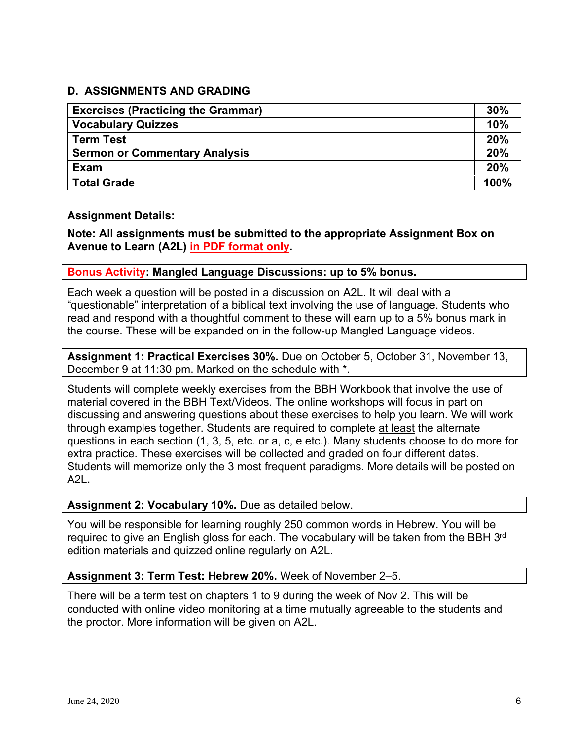## D. ASSIGNMENTS AND GRADING

| **Exercises (Practicing the Grammar)** | **30%** |
|---|---|
| **Vocabulary Quizzes** | **10%** |
| **Term Test** | **20%** |
| **Sermon or Commentary Analysis** | **20%** |
| **Exam** | **20%** |
| **Total Grade** | **100%** |

**Assignment Details:**

**Note: All assignments must be submitted to the appropriate Assignment Box on Avenue to Learn (A2L) <u>in PDF format only</u>.**

**Bonus Activity: Mangled Language Discussions: up to 5% bonus.**

Each week a question will be posted in a discussion on A2L. It will deal with a "questionable" interpretation of a biblical text involving the use of language. Students who read and respond with a thoughtful comment to these will earn up to a 5% bonus mark in the course. These will be expanded on in the follow-up Mangled Language videos.

**Assignment 1: Practical Exercises 30%.** Due on October 5, October 31, November 13, December 9 at 11:30 pm. Marked on the schedule with *.

Students will complete weekly exercises from the BBH Workbook that involve the use of material covered in the BBH Text/Videos. The online workshops will focus in part on discussing and answering questions about these exercises to help you learn. We will work through examples together. Students are required to complete <u>at least</u> the alternate questions in each section (1, 3, 5, etc. or a, c, e etc.). Many students choose to do more for extra practice. These exercises will be collected and graded on four different dates. Students will memorize only the 3 most frequent paradigms. More details will be posted on A2L.

**Assignment 2: Vocabulary 10%.** Due as detailed below.

You will be responsible for learning roughly 250 common words in Hebrew. You will be required to give an English gloss for each. The vocabulary will be taken from the BBH 3rd edition materials and quizzed online regularly on A2L.

**Assignment 3: Term Test: Hebrew 20%.** Week of November 2–5.

There will be a term test on chapters 1 to 9 during the week of Nov 2. This will be conducted with online video monitoring at a time mutually agreeable to the students and the proctor. More information will be given on A2L.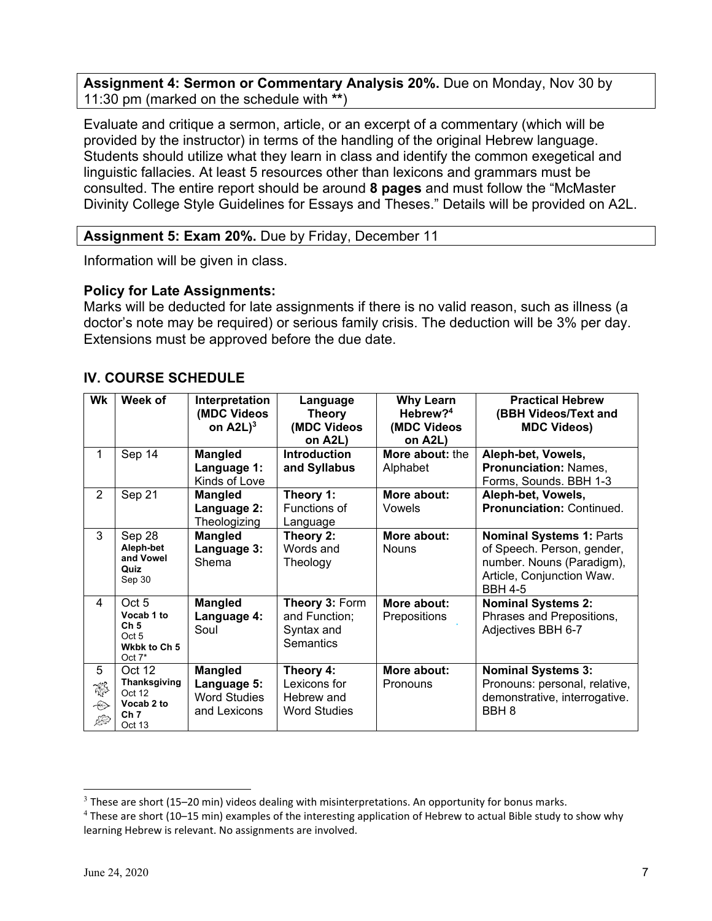**Assignment 4: Sermon or Commentary Analysis 20%.** Due on Monday, Nov 30 by 11:30 pm (marked on the schedule with **)

Evaluate and critique a sermon, article, or an excerpt of a commentary (which will be provided by the instructor) in terms of the handling of the original Hebrew language. Students should utilize what they learn in class and identify the common exegetical and linguistic fallacies. At least 5 resources other than lexicons and grammars must be consulted. The entire report should be around **8 pages** and must follow the "McMaster Divinity College Style Guidelines for Essays and Theses." Details will be provided on A2L.

**Assignment 5: Exam 20%.** Due by Friday, December 11

Information will be given in class.

**Policy for Late Assignments:**
Marks will be deducted for late assignments if there is no valid reason, such as illness (a doctor's note may be required) or serious family crisis. The deduction will be 3% per day. Extensions must be approved before the due date.

## IV. COURSE SCHEDULE

| Wk | Week of | Interpretation (MDC Videos on A2L)[3] | Language Theory (MDC Videos on A2L) | Why Learn Hebrew?[4] (MDC Videos on A2L) | Practical Hebrew (BBH Videos/Text and MDC Videos) |
|---|---|---|---|---|---|
| 1 | Sep 14 | **Mangled Language 1:** Kinds of Love | **Introduction and Syllabus** | **More about:** the Alphabet | **Aleph-bet, Vowels, Pronunciation:** Names, Forms, Sounds. BBH 1-3 |
| 2 | Sep 21 | **Mangled Language 2:** Theologizing | **Theory 1:** Functions of Language | **More about:** Vowels | **Aleph-bet, Vowels, Pronunciation:** Continued. |
| 3 | Sep 28 **Aleph-bet and Vowel Quiz** Sep 30 | **Mangled Language 3:** Shema | **Theory 2:** Words and Theology | **More about:** Nouns | **Nominal Systems 1:** Parts of Speech. Person, gender, number. Nouns (Paradigm), Article, Conjunction Waw. BBH 4-5 |
| 4 | Oct 5 **Vocab 1 to Ch 5** Oct 5 **Wkbk to Ch 5** Oct 7* | **Mangled Language 4:** Soul | **Theory 3:** Form and Function; Syntax and Semantics | **More about:** Prepositions | **Nominal Systems 2:** Phrases and Prepositions, Adjectives BBH 6-7 |
| 5 | Oct 12 **Thanksgiving** Oct 12 **Vocab 2 to Ch 7** Oct 13 | **Mangled Language 5:** Word Studies and Lexicons | **Theory 4:** Lexicons for Hebrew and Word Studies | **More about:** Pronouns | **Nominal Systems 3:** Pronouns: personal, relative, demonstrative, interrogative. BBH 8 |

[3] These are short (15–20 min) videos dealing with misinterpretations. An opportunity for bonus marks.

[4] These are short (10–15 min) examples of the interesting application of Hebrew to actual Bible study to show why learning Hebrew is relevant. No assignments are involved.

June 24, 2020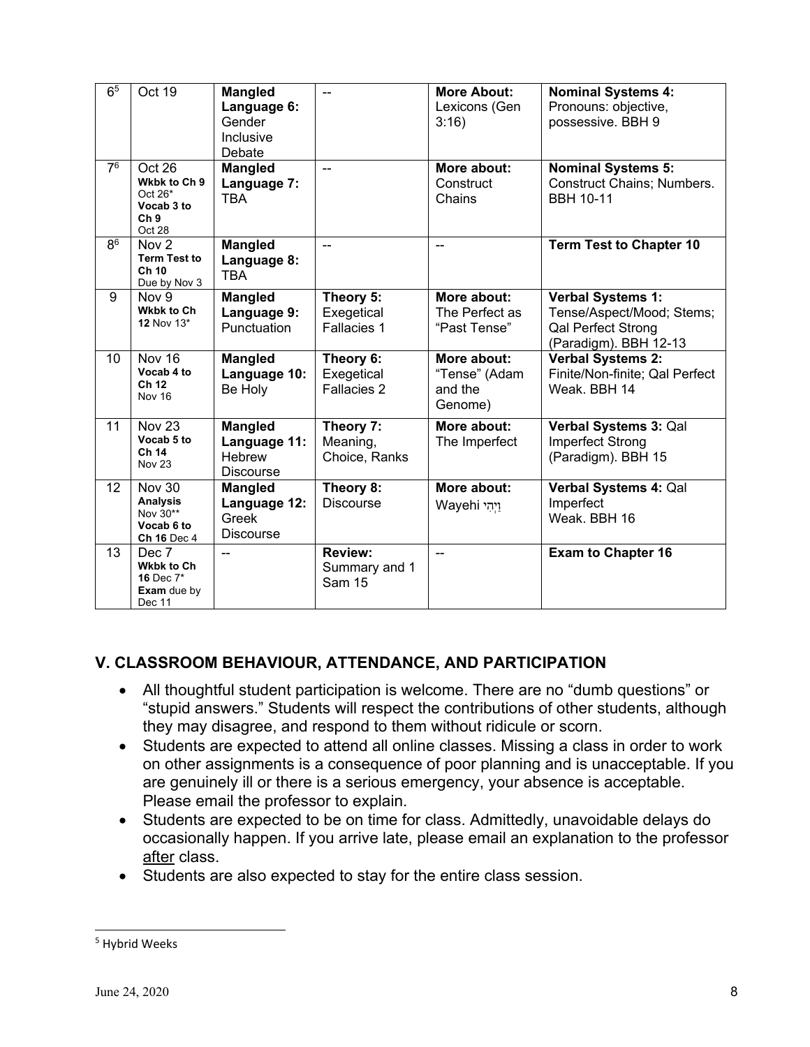| 6[5] | Oct 19 | **Mangled Language 6:** Gender Inclusive Debate | -- | **More About:** Lexicons (Gen 3:16) | **Nominal Systems 4:** Pronouns: objective, possessive. BBH 9 |
|---|---|---|---|---|---|
| 7[6] | Oct 26 **Wkbk to Ch 9** Oct 26* **Vocab 3 to Ch 9** Oct 28 | **Mangled Language 7:** TBA | -- | **More about:** Construct Chains | **Nominal Systems 5:** Construct Chains; Numbers. BBH 10-11 |
| 8[6] | Nov 2 **Term Test to Ch 10** Due by Nov 3 | **Mangled Language 8:** TBA | -- | -- | **Term Test to Chapter 10** |
| 9 | Nov 9 **Wkbk to Ch 12** Nov 13* | **Mangled Language 9:** Punctuation | **Theory 5:** Exegetical Fallacies 1 | **More about:** The Perfect as "Past Tense" | **Verbal Systems 1:** Tense/Aspect/Mood; Stems; Qal Perfect Strong (Paradigm). BBH 12-13 |
| 10 | Nov 16 **Vocab 4 to Ch 12** Nov 16 | **Mangled Language 10:** Be Holy | **Theory 6:** Exegetical Fallacies 2 | **More about:** "Tense" (Adam and the Genome) | **Verbal Systems 2:** Finite/Non-finite; Qal Perfect Weak. BBH 14 |
| 11 | Nov 23 **Vocab 5 to Ch 14** Nov 23 | **Mangled Language 11:** Hebrew Discourse | **Theory 7:** Meaning, Choice, Ranks | **More about:** The Imperfect | **Verbal Systems 3:** Qal Imperfect Strong (Paradigm). BBH 15 |
| 12 | Nov 30 **Analysis** Nov 30** **Vocab 6 to Ch 16** Dec 4 | **Mangled Language 12:** Greek Discourse | **Theory 8:** Discourse | **More about:** Wayehi וַיְהִי | **Verbal Systems 4:** Qal Imperfect Weak. BBH 16 |
| 13 | Dec 7 **Wkbk to Ch 16** Dec 7* **Exam** due by Dec 11 | -- | **Review:** Summary and 1 Sam 15 | -- | **Exam to Chapter 16** |

## V. CLASSROOM BEHAVIOUR, ATTENDANCE, AND PARTICIPATION

- All thoughtful student participation is welcome. There are no "dumb questions" or "stupid answers." Students will respect the contributions of other students, although they may disagree, and respond to them without ridicule or scorn.
- Students are expected to attend all online classes. Missing a class in order to work on other assignments is a consequence of poor planning and is unacceptable. If you are genuinely ill or there is a serious emergency, your absence is acceptable. Please email the professor to explain.
- Students are expected to be on time for class. Admittedly, unavoidable delays do occasionally happen. If you arrive late, please email an explanation to the professor after class.
- Students are also expected to stay for the entire class session.

[5] Hybrid Weeks

June 24, 2020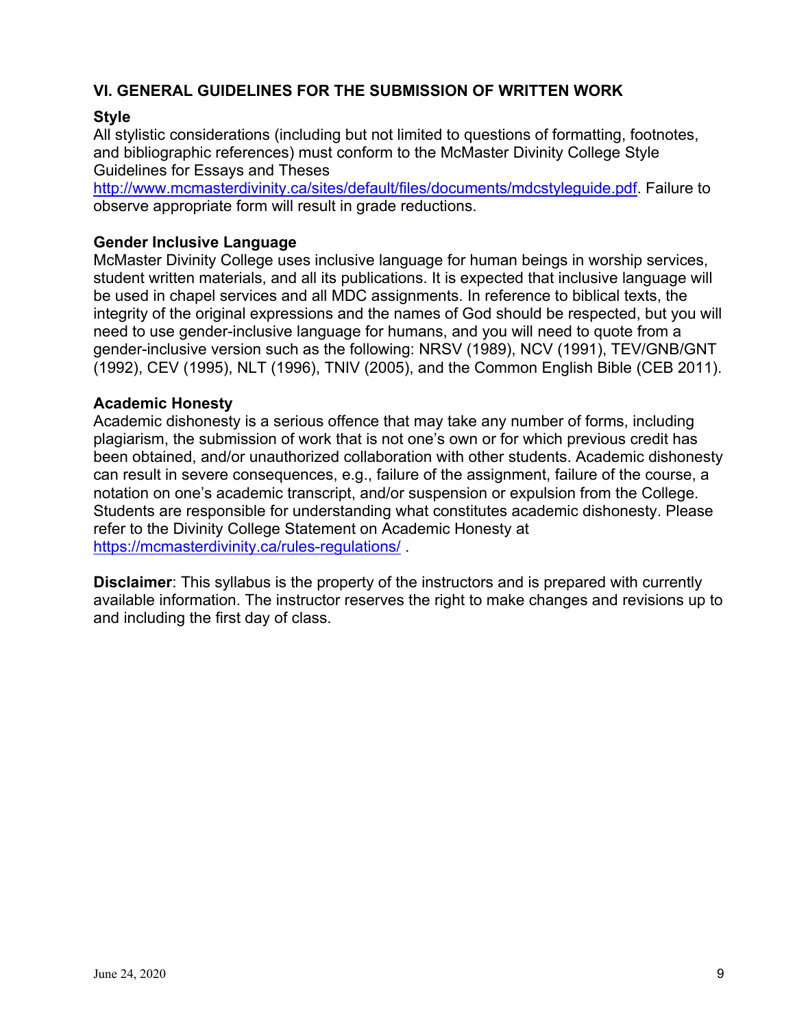## VI. GENERAL GUIDELINES FOR THE SUBMISSION OF WRITTEN WORK

### Style

All stylistic considerations (including but not limited to questions of formatting, footnotes, and bibliographic references) must conform to the McMaster Divinity College Style Guidelines for Essays and Theses http://www.mcmasterdivinity.ca/sites/default/files/documents/mdcstyleguide.pdf. Failure to observe appropriate form will result in grade reductions.

### Gender Inclusive Language

McMaster Divinity College uses inclusive language for human beings in worship services, student written materials, and all its publications. It is expected that inclusive language will be used in chapel services and all MDC assignments. In reference to biblical texts, the integrity of the original expressions and the names of God should be respected, but you will need to use gender-inclusive language for humans, and you will need to quote from a gender-inclusive version such as the following: NRSV (1989), NCV (1991), TEV/GNB/GNT (1992), CEV (1995), NLT (1996), TNIV (2005), and the Common English Bible (CEB 2011).

### Academic Honesty

Academic dishonesty is a serious offence that may take any number of forms, including plagiarism, the submission of work that is not one's own or for which previous credit has been obtained, and/or unauthorized collaboration with other students. Academic dishonesty can result in severe consequences, e.g., failure of the assignment, failure of the course, a notation on one's academic transcript, and/or suspension or expulsion from the College. Students are responsible for understanding what constitutes academic dishonesty. Please refer to the Divinity College Statement on Academic Honesty at https://mcmasterdivinity.ca/rules-regulations/ .

**Disclaimer**: This syllabus is the property of the instructors and is prepared with currently available information. The instructor reserves the right to make changes and revisions up to and including the first day of class.

June 24, 2020